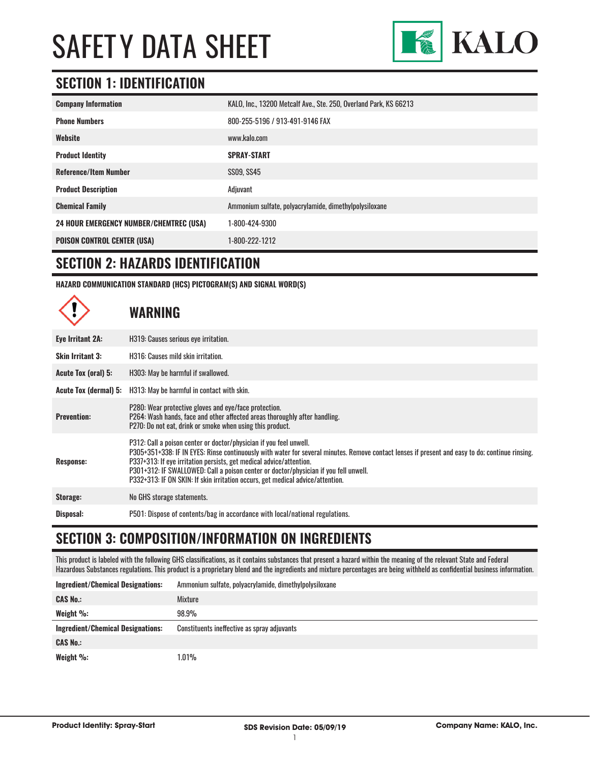# SAFETY DATA SHEET

KALO

## SECTION 1: IDENTIFICATION

| | |
|---|---|
| **Company Information** | KALO, Inc., 13200 Metcalf Ave., Ste. 250, Overland Park, KS 66213 |
| **Phone Numbers** | 800-255-5196 / 913-491-9146 FAX |
| **Website** | www.kalo.com |
| **Product Identity** | **SPRAY-START** |
| **Reference/Item Number** | SS09, SS45 |
| **Product Description** | Adjuvant |
| **Chemical Family** | Ammonium sulfate, polyacrylamide, dimethylpolysiloxane |
| **24 HOUR EMERGENCY NUMBER/CHEMTREC (USA)** | 1-800-424-9300 |
| **POISON CONTROL CENTER (USA)** | 1-800-222-1212 |

## SECTION 2: HAZARDS IDENTIFICATION

**HAZARD COMMUNICATION STANDARD (HCS) PICTOGRAM(S) AND SIGNAL WORD(S)**

### WARNING

| | |
|---|---|
| **Eye Irritant 2A:** | H319: Causes serious eye irritation. |
| **Skin Irritant 3:** | H316: Causes mild skin irritation. |
| **Acute Tox (oral) 5:** | H303: May be harmful if swallowed. |
| **Acute Tox (dermal) 5:** | H313: May be harmful in contact with skin. |
| **Prevention:** | P280: Wear protective gloves and eye/face protection.<br>P264: Wash hands, face and other affected areas thoroughly after handling.<br>P270: Do not eat, drink or smoke when using this product. |
| **Response:** | P312: Call a poison center or doctor/physician if you feel unwell.<br>P305+351+338: IF IN EYES: Rinse continuously with water for several minutes. Remove contact lenses if present and easy to do; continue rinsing.<br>P337+313: If eye irritation persists, get medical advice/attention.<br>P301+312: IF SWALLOWED: Call a poison center or doctor/physician if you fell unwell.<br>P332+313: IF ON SKIN: If skin irritation occurs, get medical advice/attention. |
| **Storage:** | No GHS storage statements. |
| **Disposal:** | P501: Dispose of contents/bag in accordance with local/national regulations. |

## SECTION 3: COMPOSITION/INFORMATION ON INGREDIENTS

This product is labeled with the following GHS classifications, as it contains substances that present a hazard within the meaning of the relevant State and Federal Hazardous Substances regulations. This product is a proprietary blend and the ingredients and mixture percentages are being withheld as confidential business information.

| | |
|---|---|
| **Ingredient/Chemical Designations:** | Ammonium sulfate, polyacrylamide, dimethylpolysiloxane |
| **CAS No.:** | Mixture |
| **Weight %:** | 98.9% |
| **Ingredient/Chemical Designations:** | Constituents ineffective as spray adjuvants |
| **CAS No.:** | |
| **Weight %:** | 1.01% |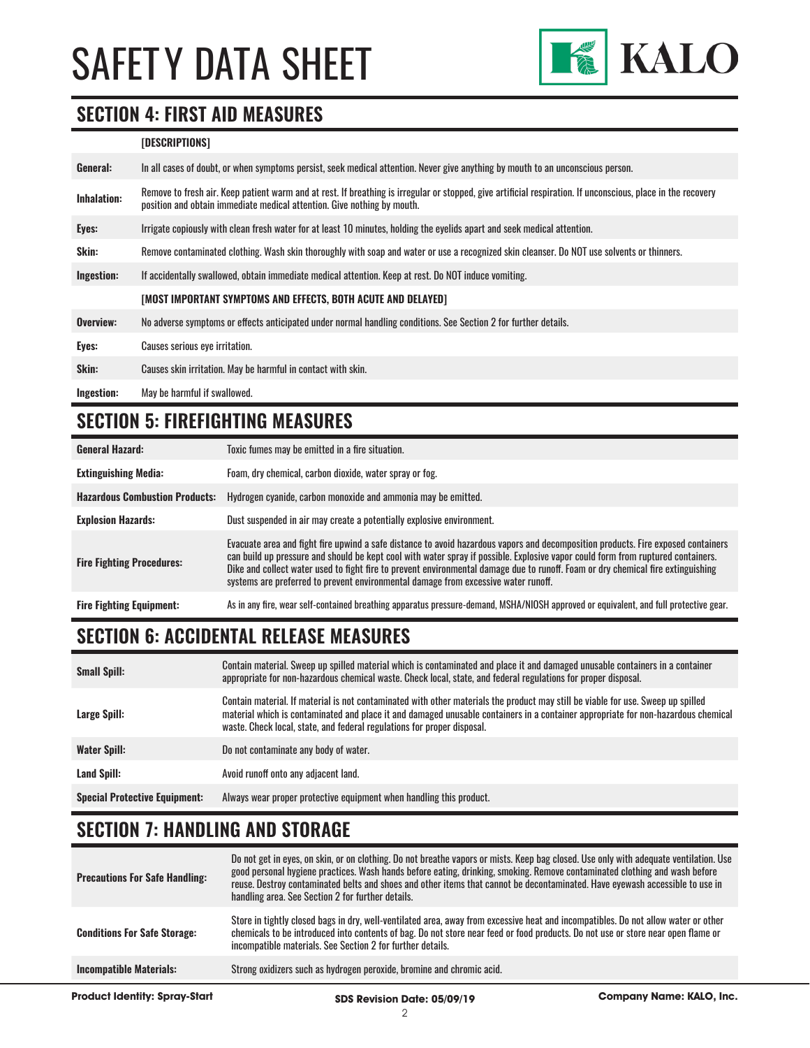# SAFETY DATA SHEET

## SECTION 4: FIRST AID MEASURES

| | [DESCRIPTIONS] |
|---|---|
| **General:** | In all cases of doubt, or when symptoms persist, seek medical attention. Never give anything by mouth to an unconscious person. |
| **Inhalation:** | Remove to fresh air. Keep patient warm and at rest. If breathing is irregular or stopped, give artificial respiration. If unconscious, place in the recovery position and obtain immediate medical attention. Give nothing by mouth. |
| **Eyes:** | Irrigate copiously with clean fresh water for at least 10 minutes, holding the eyelids apart and seek medical attention. |
| **Skin:** | Remove contaminated clothing. Wash skin thoroughly with soap and water or use a recognized skin cleanser. Do NOT use solvents or thinners. |
| **Ingestion:** | If accidentally swallowed, obtain immediate medical attention. Keep at rest. Do NOT induce vomiting. |
| | **[MOST IMPORTANT SYMPTOMS AND EFFECTS, BOTH ACUTE AND DELAYED]** |
| **Overview:** | No adverse symptoms or effects anticipated under normal handling conditions. See Section 2 for further details. |
| **Eyes:** | Causes serious eye irritation. |
| **Skin:** | Causes skin irritation. May be harmful in contact with skin. |
| **Ingestion:** | May be harmful if swallowed. |

## SECTION 5: FIREFIGHTING MEASURES

| | |
|---|---|
| **General Hazard:** | Toxic fumes may be emitted in a fire situation. |
| **Extinguishing Media:** | Foam, dry chemical, carbon dioxide, water spray or fog. |
| **Hazardous Combustion Products:** | Hydrogen cyanide, carbon monoxide and ammonia may be emitted. |
| **Explosion Hazards:** | Dust suspended in air may create a potentially explosive environment. |
| **Fire Fighting Procedures:** | Evacuate area and fight fire upwind a safe distance to avoid hazardous vapors and decomposition products. Fire exposed containers can build up pressure and should be kept cool with water spray if possible. Explosive vapor could form from ruptured containers. Dike and collect water used to fight fire to prevent environmental damage due to runoff. Foam or dry chemical fire extinguishing systems are preferred to prevent environmental damage from excessive water runoff. |
| **Fire Fighting Equipment:** | As in any fire, wear self-contained breathing apparatus pressure-demand, MSHA/NIOSH approved or equivalent, and full protective gear. |

## SECTION 6: ACCIDENTAL RELEASE MEASURES

| | |
|---|---|
| **Small Spill:** | Contain material. Sweep up spilled material which is contaminated and place it and damaged unusable containers in a container appropriate for non-hazardous chemical waste. Check local, state, and federal regulations for proper disposal. |
| **Large Spill:** | Contain material. If material is not contaminated with other materials the product may still be viable for use. Sweep up spilled material which is contaminated and place it and damaged unusable containers in a container appropriate for non-hazardous chemical waste. Check local, state, and federal regulations for proper disposal. |
| **Water Spill:** | Do not contaminate any body of water. |
| **Land Spill:** | Avoid runoff onto any adjacent land. |
| **Special Protective Equipment:** | Always wear proper protective equipment when handling this product. |

## SECTION 7: HANDLING AND STORAGE

| | |
|---|---|
| **Precautions For Safe Handling:** | Do not get in eyes, on skin, or on clothing. Do not breathe vapors or mists. Keep bag closed. Use only with adequate ventilation. Use good personal hygiene practices. Wash hands before eating, drinking, smoking. Remove contaminated clothing and wash before reuse. Destroy contaminated belts and shoes and other items that cannot be decontaminated. Have eyewash accessible to use in handling area. See Section 2 for further details. |
| **Conditions For Safe Storage:** | Store in tightly closed bags in dry, well-ventilated area, away from excessive heat and incompatibles. Do not allow water or other chemicals to be introduced into contents of bag. Do not store near feed or food products. Do not use or store near open flame or incompatible materials. See Section 2 for further details. |
| **Incompatible Materials:** | Strong oxidizers such as hydrogen peroxide, bromine and chromic acid. |

**Product Identity: Spray-Start** | **SDS Revision Date: 05/09/19** | **Company Name: KALO, Inc.**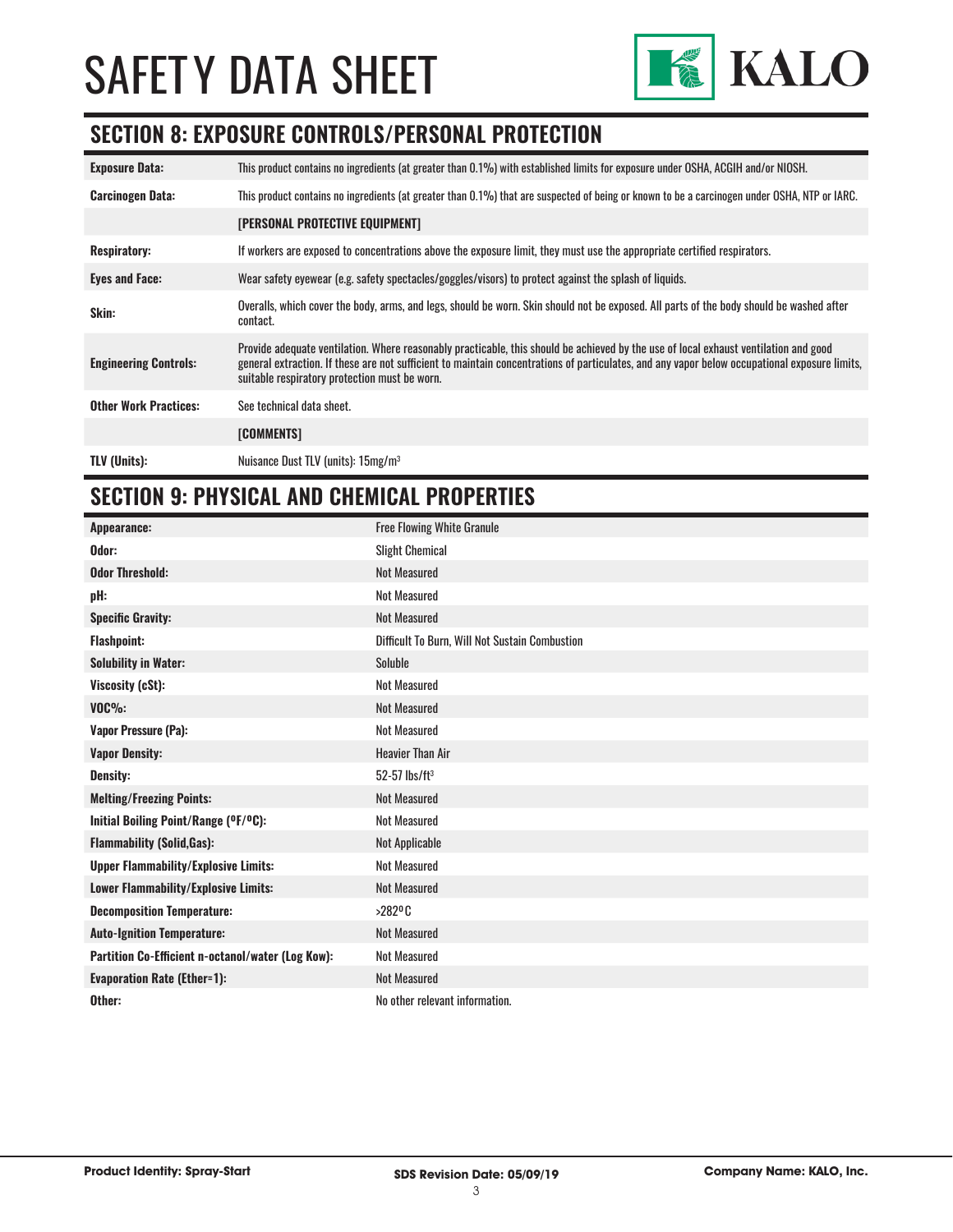# SAFETY DATA SHEET

## SECTION 8: EXPOSURE CONTROLS/PERSONAL PROTECTION

| | |
|---|---|
| **Exposure Data:** | This product contains no ingredients (at greater than 0.1%) with established limits for exposure under OSHA, ACGIH and/or NIOSH. |
| **Carcinogen Data:** | This product contains no ingredients (at greater than 0.1%) that are suspected of being or known to be a carcinogen under OSHA, NTP or IARC. |
| | **[PERSONAL PROTECTIVE EQUIPMENT]** |
| **Respiratory:** | If workers are exposed to concentrations above the exposure limit, they must use the appropriate certified respirators. |
| **Eyes and Face:** | Wear safety eyewear (e.g. safety spectacles/goggles/visors) to protect against the splash of liquids. |
| **Skin:** | Overalls, which cover the body, arms, and legs, should be worn. Skin should not be exposed. All parts of the body should be washed after contact. |
| **Engineering Controls:** | Provide adequate ventilation. Where reasonably practicable, this should be achieved by the use of local exhaust ventilation and good general extraction. If these are not sufficient to maintain concentrations of particulates, and any vapor below occupational exposure limits, suitable respiratory protection must be worn. |
| **Other Work Practices:** | See technical data sheet. |
| | **[COMMENTS]** |
| **TLV (Units):** | Nuisance Dust TLV (units): 15mg/m$^3$ |

## SECTION 9: PHYSICAL AND CHEMICAL PROPERTIES

| | |
|---|---|
| **Appearance:** | Free Flowing White Granule |
| **Odor:** | Slight Chemical |
| **Odor Threshold:** | Not Measured |
| **pH:** | Not Measured |
| **Specific Gravity:** | Not Measured |
| **Flashpoint:** | Difficult To Burn, Will Not Sustain Combustion |
| **Solubility in Water:** | Soluble |
| **Viscosity (cSt):** | Not Measured |
| **VOC%:** | Not Measured |
| **Vapor Pressure (Pa):** | Not Measured |
| **Vapor Density:** | Heavier Than Air |
| **Density:** | 52-57 lbs/ft$^3$ |
| **Melting/Freezing Points:** | Not Measured |
| **Initial Boiling Point/Range (ºF/ºC):** | Not Measured |
| **Flammability (Solid,Gas):** | Not Applicable |
| **Upper Flammability/Explosive Limits:** | Not Measured |
| **Lower Flammability/Explosive Limits:** | Not Measured |
| **Decomposition Temperature:** | >282ºC |
| **Auto-Ignition Temperature:** | Not Measured |
| **Partition Co-Efficient n-octanol/water (Log Kow):** | Not Measured |
| **Evaporation Rate (Ether=1):** | Not Measured |
| **Other:** | No other relevant information. |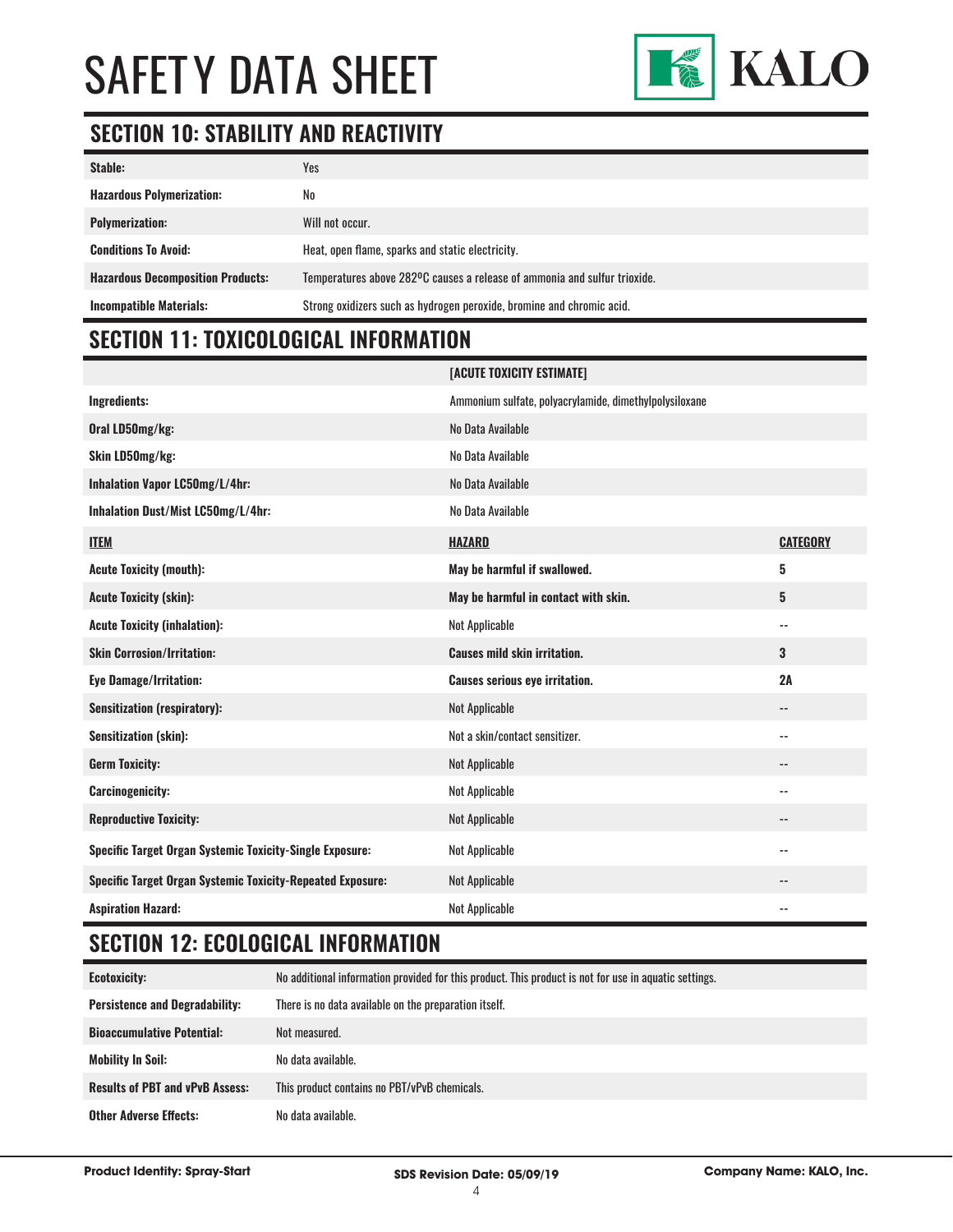# SAFETY DATA SHEET

KALO

## SECTION 10: STABILITY AND REACTIVITY

| | |
|---|---|
| **Stable:** | Yes |
| **Hazardous Polymerization:** | No |
| **Polymerization:** | Will not occur. |
| **Conditions To Avoid:** | Heat, open flame, sparks and static electricity. |
| **Hazardous Decomposition Products:** | Temperatures above 282ºC causes a release of ammonia and sulfur trioxide. |
| **Incompatible Materials:** | Strong oxidizers such as hydrogen peroxide, bromine and chromic acid. |

## SECTION 11: TOXICOLOGICAL INFORMATION

| | [ACUTE TOXICITY ESTIMATE] | |
|---|---|---|
| **Ingredients:** | Ammonium sulfate, polyacrylamide, dimethylpolysiloxane | |
| **Oral LD50mg/kg:** | No Data Available | |
| **Skin LD50mg/kg:** | No Data Available | |
| **Inhalation Vapor LC50mg/L/4hr:** | No Data Available | |
| **Inhalation Dust/Mist LC50mg/L/4hr:** | No Data Available | |
| **ITEM** | **HAZARD** | **CATEGORY** |
| **Acute Toxicity (mouth):** | **May be harmful if swallowed.** | **5** |
| **Acute Toxicity (skin):** | **May be harmful in contact with skin.** | **5** |
| **Acute Toxicity (inhalation):** | Not Applicable | -- |
| **Skin Corrosion/Irritation:** | **Causes mild skin irritation.** | **3** |
| **Eye Damage/Irritation:** | **Causes serious eye irritation.** | **2A** |
| **Sensitization (respiratory):** | Not Applicable | -- |
| **Sensitization (skin):** | Not a skin/contact sensitizer. | -- |
| **Germ Toxicity:** | Not Applicable | -- |
| **Carcinogenicity:** | Not Applicable | -- |
| **Reproductive Toxicity:** | Not Applicable | -- |
| **Specific Target Organ Systemic Toxicity-Single Exposure:** | Not Applicable | -- |
| **Specific Target Organ Systemic Toxicity-Repeated Exposure:** | Not Applicable | -- |
| **Aspiration Hazard:** | Not Applicable | -- |

## SECTION 12: ECOLOGICAL INFORMATION

| | |
|---|---|
| **Ecotoxicity:** | No additional information provided for this product. This product is not for use in aquatic settings. |
| **Persistence and Degradability:** | There is no data available on the preparation itself. |
| **Bioaccumulative Potential:** | Not measured. |
| **Mobility In Soil:** | No data available. |
| **Results of PBT and vPvB Assess:** | This product contains no PBT/vPvB chemicals. |
| **Other Adverse Effects:** | No data available. |

**Product Identity: Spray-Start** **SDS Revision Date: 05/09/19** **Company Name: KALO, Inc.**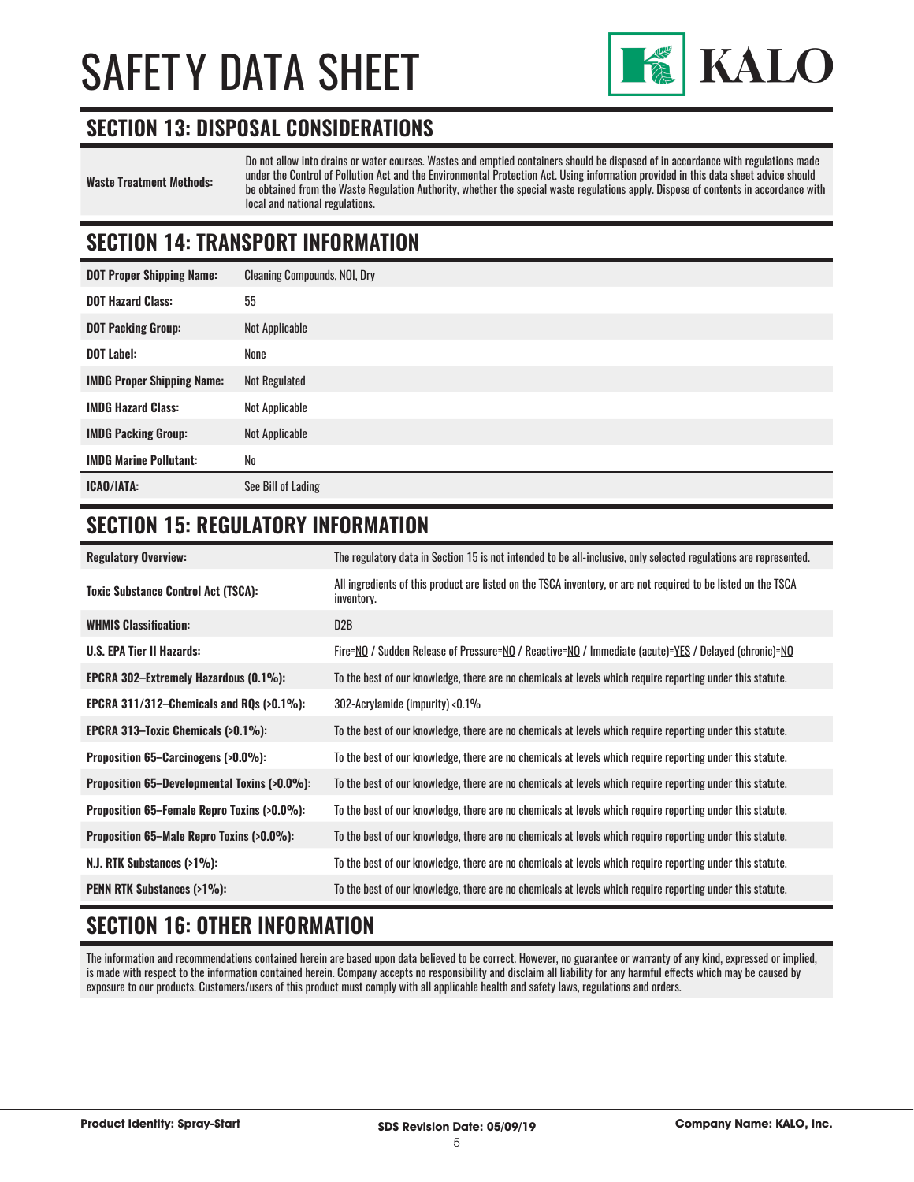# SAFETY DATA SHEET

## SECTION 13: DISPOSAL CONSIDERATIONS

| | |
|---|---|
| **Waste Treatment Methods:** | Do not allow into drains or water courses. Wastes and emptied containers should be disposed of in accordance with regulations made under the Control of Pollution Act and the Environmental Protection Act. Using information provided in this data sheet advice should be obtained from the Waste Regulation Authority, whether the special waste regulations apply. Dispose of contents in accordance with local and national regulations. |

## SECTION 14: TRANSPORT INFORMATION

| | |
|---|---|
| **DOT Proper Shipping Name:** | Cleaning Compounds, NOI, Dry |
| **DOT Hazard Class:** | 55 |
| **DOT Packing Group:** | Not Applicable |
| **DOT Label:** | None |
| **IMDG Proper Shipping Name:** | Not Regulated |
| **IMDG Hazard Class:** | Not Applicable |
| **IMDG Packing Group:** | Not Applicable |
| **IMDG Marine Pollutant:** | No |
| **ICAO/IATA:** | See Bill of Lading |

## SECTION 15: REGULATORY INFORMATION

| | |
|---|---|
| **Regulatory Overview:** | The regulatory data in Section 15 is not intended to be all-inclusive, only selected regulations are represented. |
| **Toxic Substance Control Act (TSCA):** | All ingredients of this product are listed on the TSCA inventory, or are not required to be listed on the TSCA inventory. |
| **WHMIS Classification:** | D2B |
| **U.S. EPA Tier II Hazards:** | Fire=NO / Sudden Release of Pressure=NO / Reactive=NO / Immediate (acute)=YES / Delayed (chronic)=NO |
| **EPCRA 302–Extremely Hazardous (0.1%):** | To the best of our knowledge, there are no chemicals at levels which require reporting under this statute. |
| **EPCRA 311/312–Chemicals and RQs (>0.1%):** | 302-Acrylamide (impurity) <0.1% |
| **EPCRA 313–Toxic Chemicals (>0.1%):** | To the best of our knowledge, there are no chemicals at levels which require reporting under this statute. |
| **Proposition 65–Carcinogens (>0.0%):** | To the best of our knowledge, there are no chemicals at levels which require reporting under this statute. |
| **Proposition 65–Developmental Toxins (>0.0%):** | To the best of our knowledge, there are no chemicals at levels which require reporting under this statute. |
| **Proposition 65–Female Repro Toxins (>0.0%):** | To the best of our knowledge, there are no chemicals at levels which require reporting under this statute. |
| **Proposition 65–Male Repro Toxins (>0.0%):** | To the best of our knowledge, there are no chemicals at levels which require reporting under this statute. |
| **N.J. RTK Substances (>1%):** | To the best of our knowledge, there are no chemicals at levels which require reporting under this statute. |
| **PENN RTK Substances (>1%):** | To the best of our knowledge, there are no chemicals at levels which require reporting under this statute. |

## SECTION 16: OTHER INFORMATION

The information and recommendations contained herein are based upon data believed to be correct. However, no guarantee or warranty of any kind, expressed or implied, is made with respect to the information contained herein. Company accepts no responsibility and disclaim all liability for any harmful effects which may be caused by exposure to our products. Customers/users of this product must comply with all applicable health and safety laws, regulations and orders.

**Product Identity: Spray-Start** | **SDS Revision Date: 05/09/19** | **Company Name: KALO, Inc.**